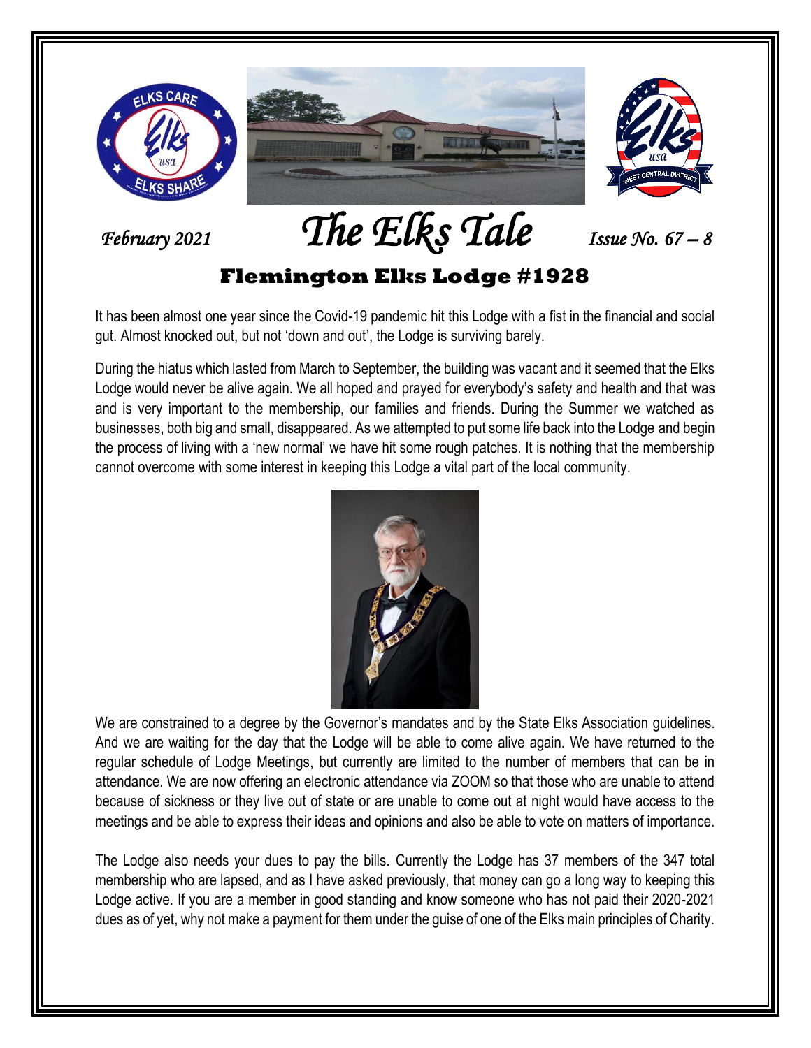*February 2021* **The Elks Tale** *Issue No. 67 – 8*

# Flemington Elks Lodge #1928

It has been almost one year since the Covid-19 pandemic hit this Lodge with a fist in the financial and social gut. Almost knocked out, but not 'down and out', the Lodge is surviving barely.

During the hiatus which lasted from March to September, the building was vacant and it seemed that the Elks Lodge would never be alive again. We all hoped and prayed for everybody's safety and health and that was and is very important to the membership, our families and friends. During the Summer we watched as businesses, both big and small, disappeared. As we attempted to put some life back into the Lodge and begin the process of living with a 'new normal' we have hit some rough patches. It is nothing that the membership cannot overcome with some interest in keeping this Lodge a vital part of the local community.

We are constrained to a degree by the Governor's mandates and by the State Elks Association guidelines. And we are waiting for the day that the Lodge will be able to come alive again. We have returned to the regular schedule of Lodge Meetings, but currently are limited to the number of members that can be in attendance. We are now offering an electronic attendance via ZOOM so that those who are unable to attend because of sickness or they live out of state or are unable to come out at night would have access to the meetings and be able to express their ideas and opinions and also be able to vote on matters of importance.

The Lodge also needs your dues to pay the bills. Currently the Lodge has 37 members of the 347 total membership who are lapsed, and as I have asked previously, that money can go a long way to keeping this Lodge active. If you are a member in good standing and know someone who has not paid their 2020-2021 dues as of yet, why not make a payment for them under the guise of one of the Elks main principles of Charity.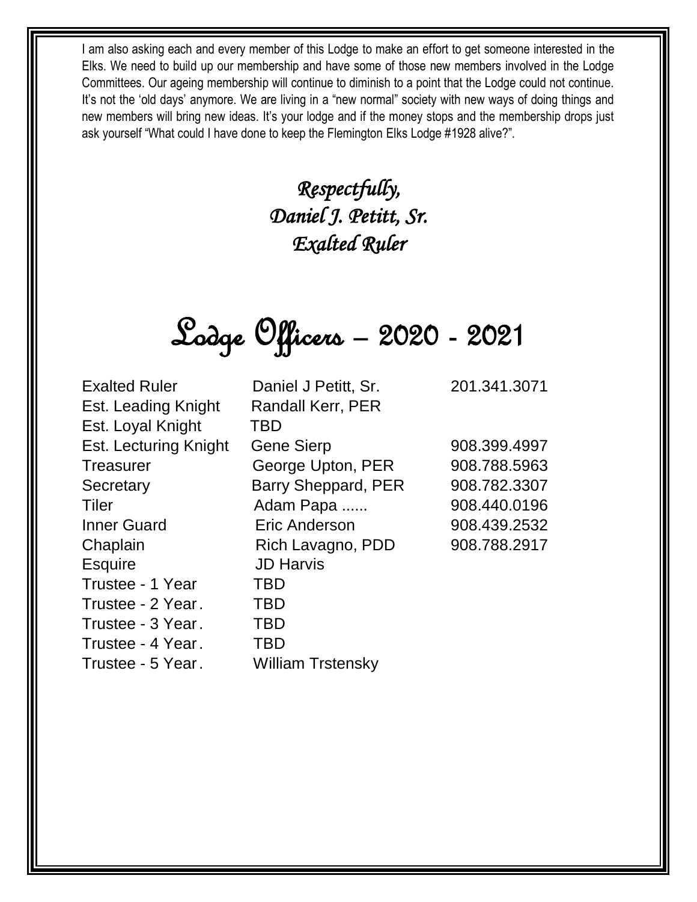I am also asking each and every member of this Lodge to make an effort to get someone interested in the Elks. We need to build up our membership and have some of those new members involved in the Lodge Committees. Our ageing membership will continue to diminish to a point that the Lodge could not continue. It's not the 'old days' anymore. We are living in a "new normal" society with new ways of doing things and new members will bring new ideas. It's your lodge and if the money stops and the membership drops just ask yourself "What could I have done to keep the Flemington Elks Lodge #1928 alive?".

*Respectfully,*
*Daniel J. Petitt, Sr.*
*Exalted Ruler*

# Lodge Officers – 2020 - 2021

| | | |
|---|---|---|
| Exalted Ruler | Daniel J Petitt, Sr. | 201.341.3071 |
| Est. Leading Knight | Randall Kerr, PER | |
| Est. Loyal Knight | TBD | |
| Est. Lecturing Knight | Gene Sierp | 908.399.4997 |
| Treasurer | George Upton, PER | 908.788.5963 |
| Secretary | Barry Sheppard, PER | 908.782.3307 |
| Tiler | Adam Papa ...... | 908.440.0196 |
| Inner Guard | Eric Anderson | 908.439.2532 |
| Chaplain | Rich Lavagno, PDD | 908.788.2917 |
| Esquire | JD Harvis | |
| Trustee - 1 Year | TBD | |
| Trustee - 2 Year. | TBD | |
| Trustee - 3 Year. | TBD | |
| Trustee - 4 Year. | TBD | |
| Trustee - 5 Year. | William Trstensky | |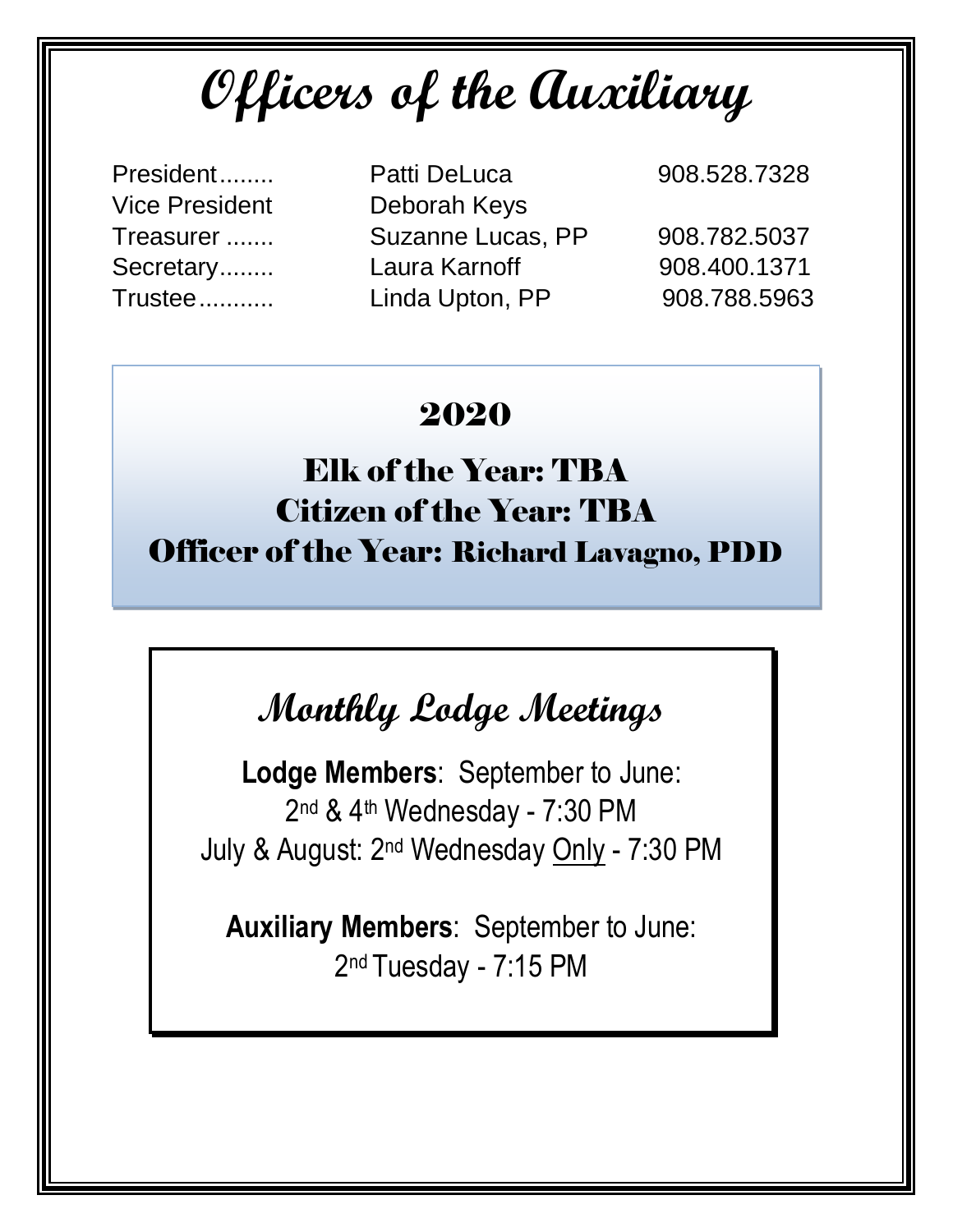# Officers of the Auxiliary

| | | |
|---|---|---|
| President........ | Patti DeLuca | 908.528.7328 |
| Vice President | Deborah Keys | |
| Treasurer ....... | Suzanne Lucas, PP | 908.782.5037 |
| Secretary........ | Laura Karnoff | 908.400.1371 |
| Trustee........... | Linda Upton, PP | 908.788.5963 |

## 2020

**Elk of the Year: TBA**
**Citizen of the Year: TBA**
**Officer of the Year: Richard Lavagno, PDD**

## Monthly Lodge Meetings

**Lodge Members**: September to June:
2nd & 4th Wednesday - 7:30 PM
July & August: 2nd Wednesday Only - 7:30 PM

**Auxiliary Members**: September to June:
2nd Tuesday - 7:15 PM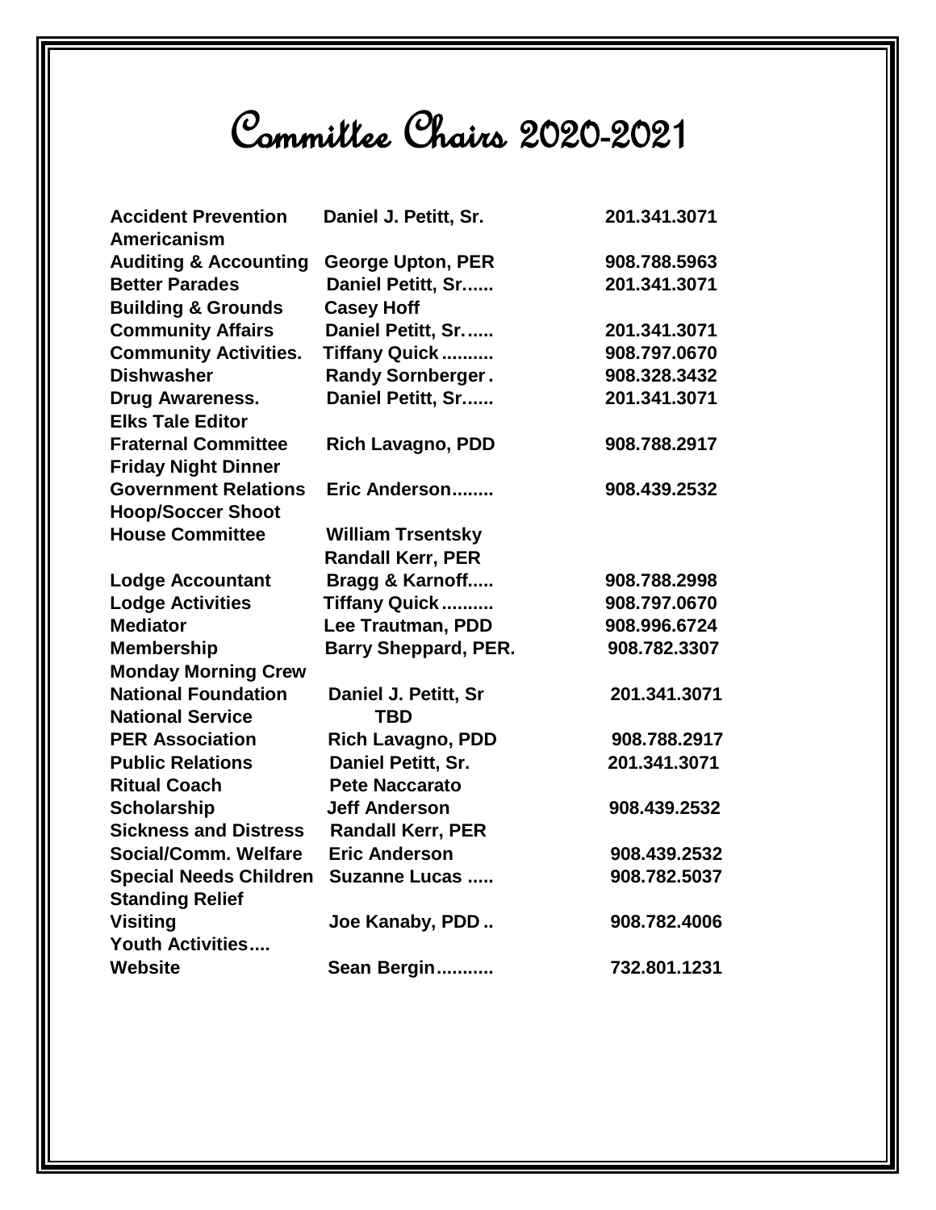# Committee Chairs 2020-2021

| Committee | Chair | Phone |
|---|---|---|
| **Accident Prevention** | **Daniel J. Petitt, Sr.** | **201.341.3071** |
| **Americanism** | | |
| **Auditing & Accounting** | **George Upton, PER** | **908.788.5963** |
| **Better Parades** | **Daniel Petitt, Sr......** | **201.341.3071** |
| **Building & Grounds** | **Casey Hoff** | |
| **Community Affairs** | **Daniel Petitt, Sr......** | **201.341.3071** |
| **Community Activities.** | **Tiffany Quick..........** | **908.797.0670** |
| **Dishwasher** | **Randy Sornberger.** | **908.328.3432** |
| **Drug Awareness.** | **Daniel Petitt, Sr......** | **201.341.3071** |
| **Elks Tale Editor** | | |
| **Fraternal Committee** | **Rich Lavagno, PDD** | **908.788.2917** |
| **Friday Night Dinner** | | |
| **Government Relations** | **Eric Anderson........** | **908.439.2532** |
| **Hoop/Soccer Shoot** | | |
| **House Committee** | **William Trsentsky** | |
| | **Randall Kerr, PER** | |
| **Lodge Accountant** | **Bragg & Karnoff.....** | **908.788.2998** |
| **Lodge Activities** | **Tiffany Quick..........** | **908.797.0670** |
| **Mediator** | **Lee Trautman, PDD** | **908.996.6724** |
| **Membership** | **Barry Sheppard, PER.** | **908.782.3307** |
| **Monday Morning Crew** | | |
| **National Foundation** | **Daniel J. Petitt, Sr** | **201.341.3071** |
| **National Service** | **TBD** | |
| **PER Association** | **Rich Lavagno, PDD** | **908.788.2917** |
| **Public Relations** | **Daniel Petitt, Sr.** | **201.341.3071** |
| **Ritual Coach** | **Pete Naccarato** | |
| **Scholarship** | **Jeff Anderson** | **908.439.2532** |
| **Sickness and Distress** | **Randall Kerr, PER** | |
| **Social/Comm. Welfare** | **Eric Anderson** | **908.439.2532** |
| **Special Needs Children** | **Suzanne Lucas .....** | **908.782.5037** |
| **Standing Relief** | | |
| **Visiting** | **Joe Kanaby, PDD..** | **908.782.4006** |
| **Youth Activities....** | | |
| **Website** | **Sean Bergin...........** | **732.801.1231** |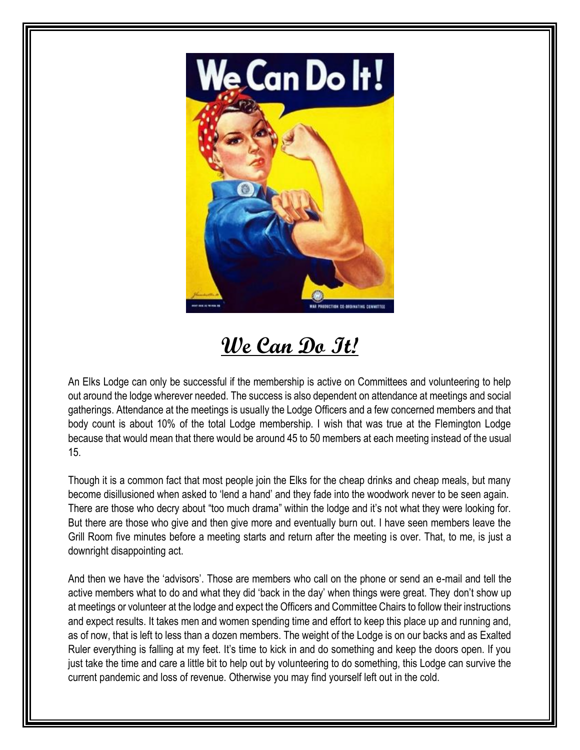# We Can Do It!

An Elks Lodge can only be successful if the membership is active on Committees and volunteering to help out around the lodge wherever needed. The success is also dependent on attendance at meetings and social gatherings. Attendance at the meetings is usually the Lodge Officers and a few concerned members and that body count is about 10% of the total Lodge membership. I wish that was true at the Flemington Lodge because that would mean that there would be around 45 to 50 members at each meeting instead of the usual 15.

Though it is a common fact that most people join the Elks for the cheap drinks and cheap meals, but many become disillusioned when asked to 'lend a hand' and they fade into the woodwork never to be seen again. There are those who decry about "too much drama" within the lodge and it's not what they were looking for. But there are those who give and then give more and eventually burn out. I have seen members leave the Grill Room five minutes before a meeting starts and return after the meeting is over. That, to me, is just a downright disappointing act.

And then we have the 'advisors'. Those are members who call on the phone or send an e-mail and tell the active members what to do and what they did 'back in the day' when things were great. They don't show up at meetings or volunteer at the lodge and expect the Officers and Committee Chairs to follow their instructions and expect results. It takes men and women spending time and effort to keep this place up and running and, as of now, that is left to less than a dozen members. The weight of the Lodge is on our backs and as Exalted Ruler everything is falling at my feet. It's time to kick in and do something and keep the doors open. If you just take the time and care a little bit to help out by volunteering to do something, this Lodge can survive the current pandemic and loss of revenue. Otherwise you may find yourself left out in the cold.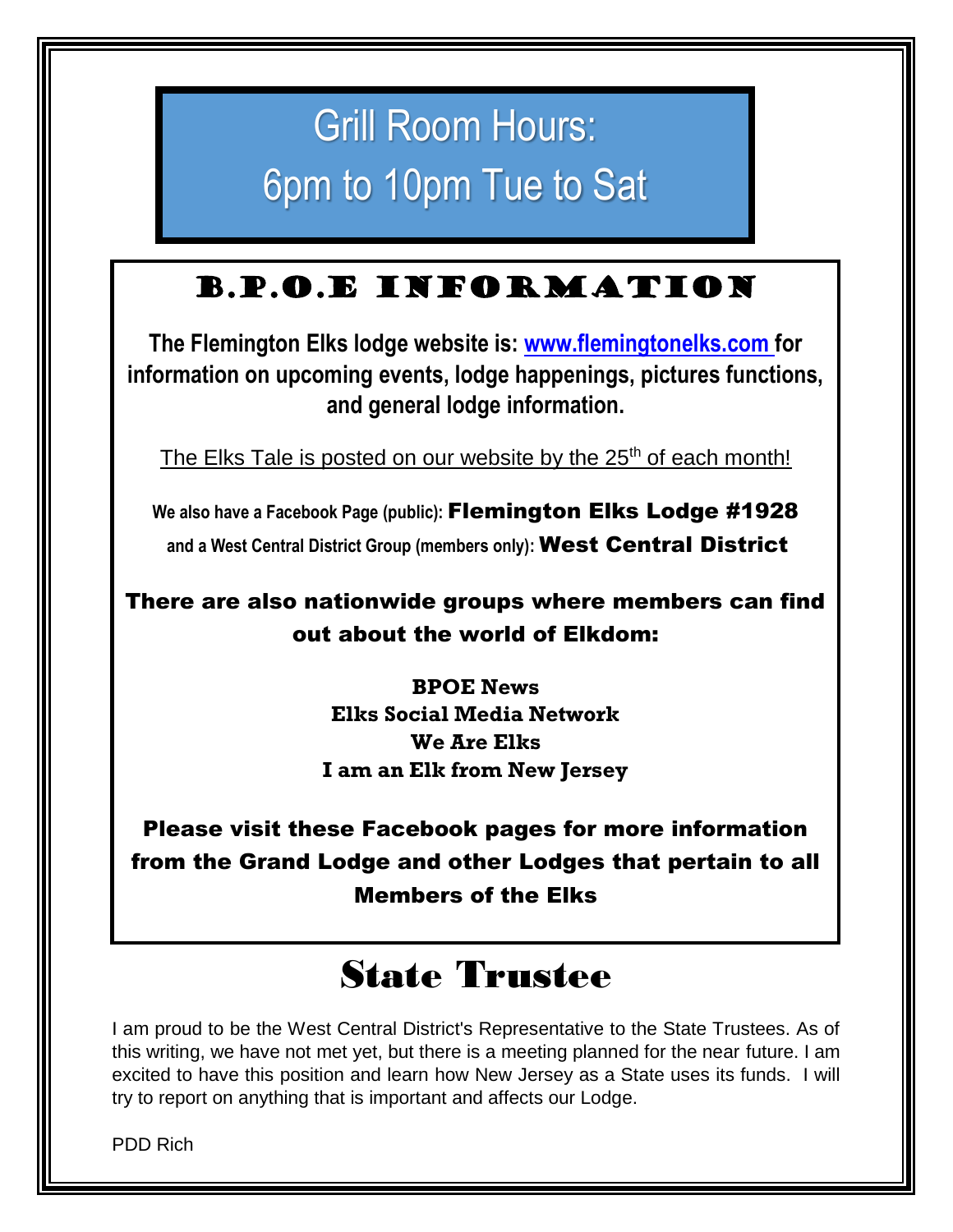# Grill Room Hours:
# 6pm to 10pm Tue to Sat

## B.P.O.E Information

**The Flemington Elks lodge website is: www.flemingtonelks.com for information on upcoming events, lodge happenings, pictures functions, and general lodge information.**

The Elks Tale is posted on our website by the 25th of each month!

**We also have a Facebook Page (public): Flemington Elks Lodge #1928**
**and a West Central District Group (members only): West Central District**

**There are also nationwide groups where members can find out about the world of Elkdom:**

**BPOE News**
**Elks Social Media Network**
**We Are Elks**
**I am an Elk from New Jersey**

**Please visit these Facebook pages for more information from the Grand Lodge and other Lodges that pertain to all Members of the Elks**

# State Trustee

I am proud to be the West Central District's Representative to the State Trustees. As of this writing, we have not met yet, but there is a meeting planned for the near future. I am excited to have this position and learn how New Jersey as a State uses its funds. I will try to report on anything that is important and affects our Lodge.

PDD Rich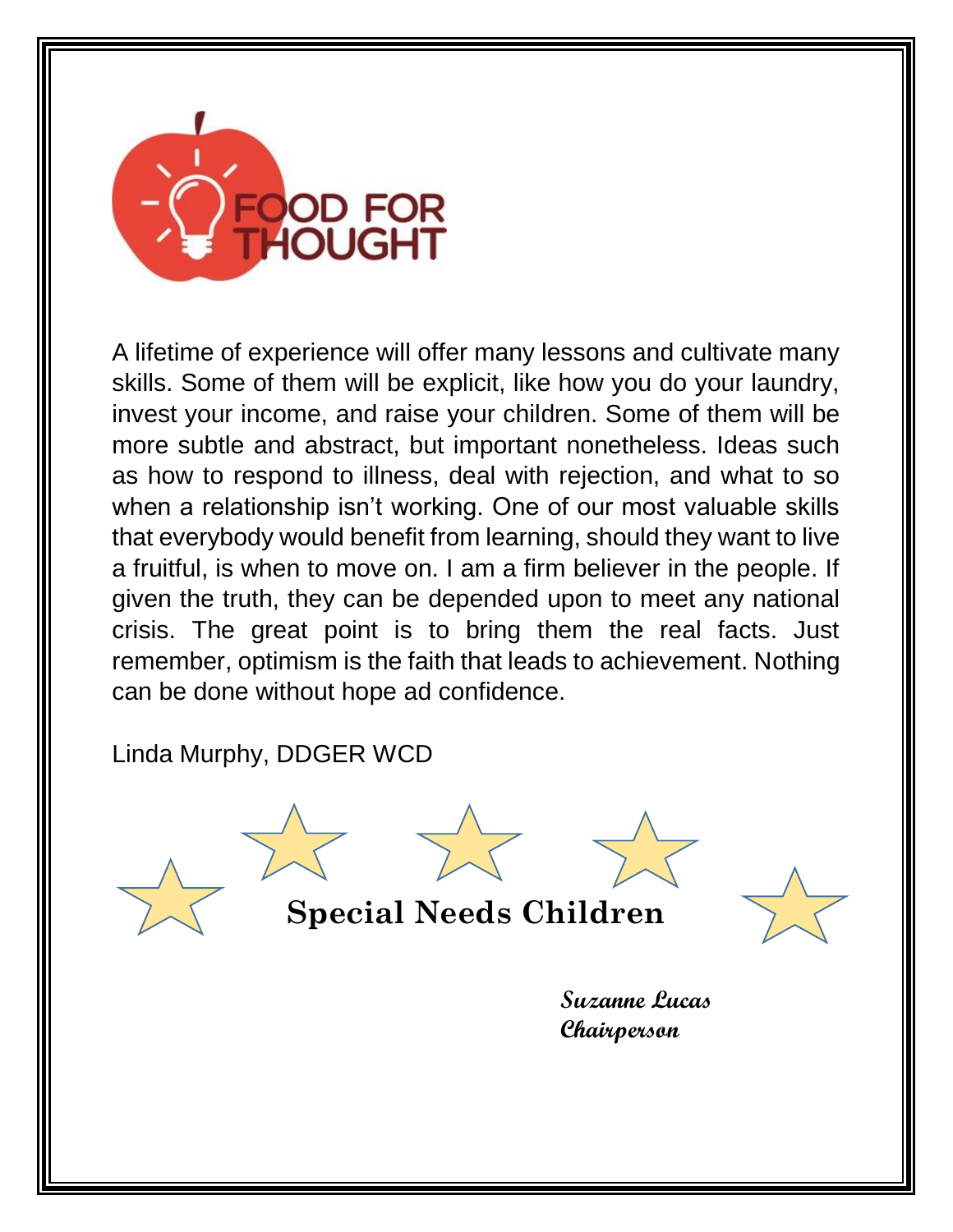# FOOD FOR THOUGHT

A lifetime of experience will offer many lessons and cultivate many skills. Some of them will be explicit, like how you do your laundry, invest your income, and raise your children. Some of them will be more subtle and abstract, but important nonetheless. Ideas such as how to respond to illness, deal with rejection, and what to so when a relationship isn't working. One of our most valuable skills that everybody would benefit from learning, should they want to live a fruitful, is when to move on. I am a firm believer in the people. If given the truth, they can be depended upon to meet any national crisis. The great point is to bring them the real facts. Just remember, optimism is the faith that leads to achievement. Nothing can be done without hope ad confidence.

Linda Murphy, DDGER WCD

## Special Needs Children

***Suzanne Lucas***
***Chairperson***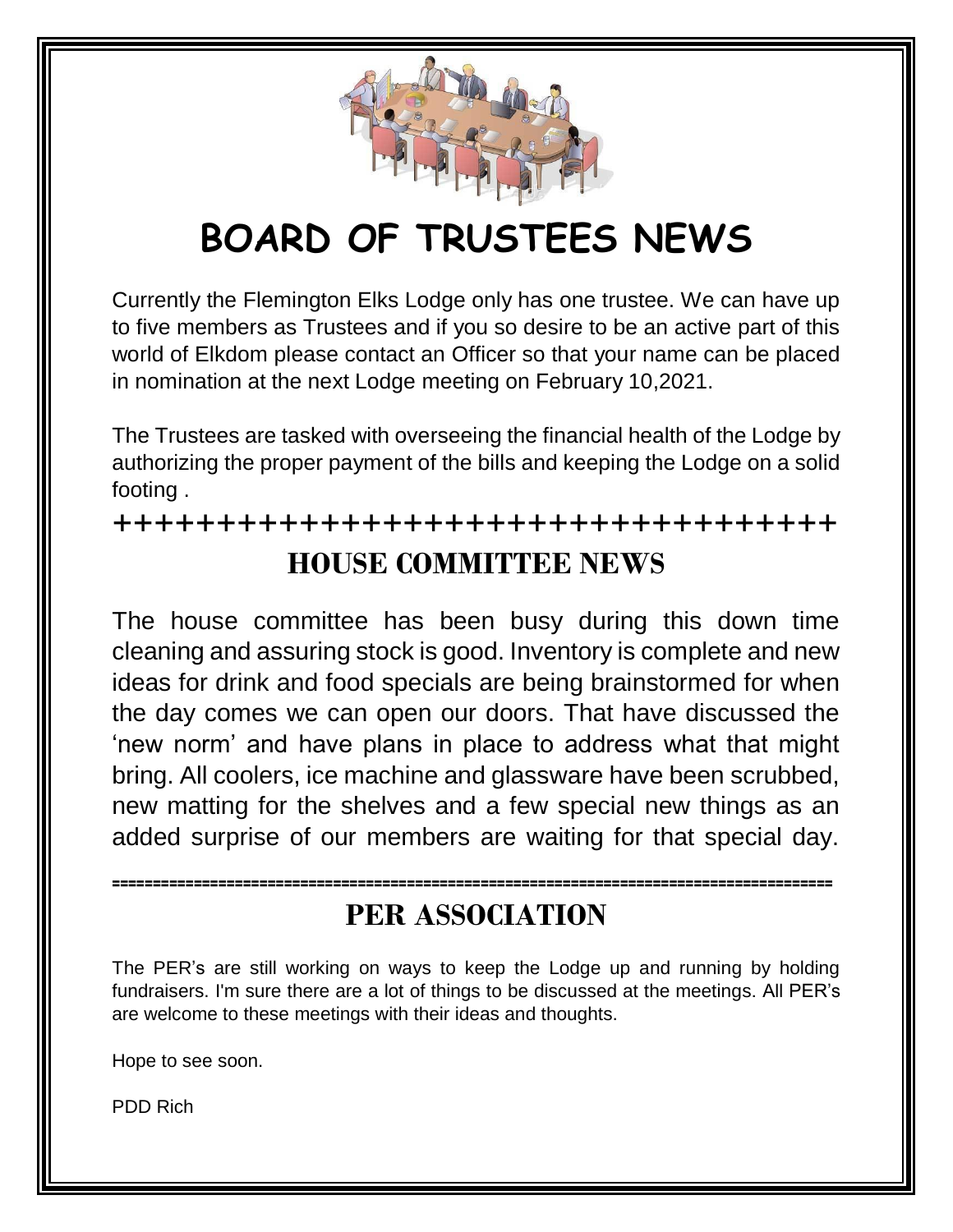# BOARD OF TRUSTEES NEWS

Currently the Flemington Elks Lodge only has one trustee. We can have up to five members as Trustees and if you so desire to be an active part of this world of Elkdom please contact an Officer so that your name can be placed in nomination at the next Lodge meeting on February 10,2021.

The Trustees are tasked with overseeing the financial health of the Lodge by authorizing the proper payment of the bills and keeping the Lodge on a solid footing .

++++++++++++++++++++++++++++++++++++

## HOUSE COMMITTEE NEWS

The house committee has been busy during this down time cleaning and assuring stock is good. Inventory is complete and new ideas for drink and food specials are being brainstormed for when the day comes we can open our doors. That have discussed the 'new norm' and have plans in place to address what that might bring. All coolers, ice machine and glassware have been scrubbed, new matting for the shelves and a few special new things as an added surprise of our members are waiting for that special day.

=====================================================================================

## PER ASSOCIATION

The PER's are still working on ways to keep the Lodge up and running by holding fundraisers. I'm sure there are a lot of things to be discussed at the meetings. All PER's are welcome to these meetings with their ideas and thoughts.

Hope to see soon.

PDD Rich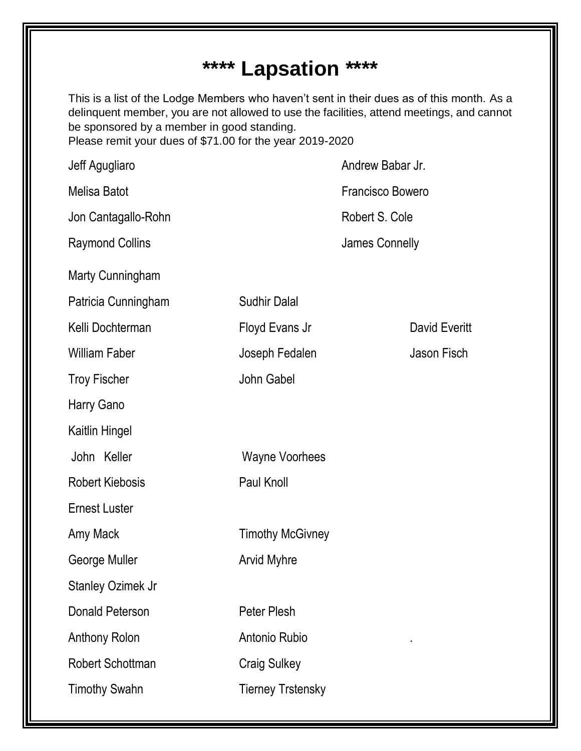# \*\*\*\* Lapsation \*\*\*\*

This is a list of the Lodge Members who haven't sent in their dues as of this month. As a delinquent member, you are not allowed to use the facilities, attend meetings, and cannot be sponsored by a member in good standing.
Please remit your dues of $71.00 for the year 2019-2020

Jeff Agugliaro
Andrew Babar Jr.
Melisa Batot
Francisco Bowero
Jon Cantagallo-Rohn
Robert S. Cole
Raymond Collins
James Connelly
Marty Cunningham
Patricia Cunningham
Sudhir Dalal
Kelli Dochterman
Floyd Evans Jr
David Everitt
William Faber
Joseph Fedalen
Jason Fisch
Troy Fischer
John Gabel
Harry Gano
Kaitlin Hingel
John Keller
Wayne Voorhees
Robert Kiebosis
Paul Knoll
Ernest Luster
Amy Mack
Timothy McGivney
George Muller
Arvid Myhre
Stanley Ozimek Jr
Donald Peterson
Peter Plesh
Anthony Rolon
Antonio Rubio
Robert Schottman
Craig Sulkey
Timothy Swahn
Tierney Trstensky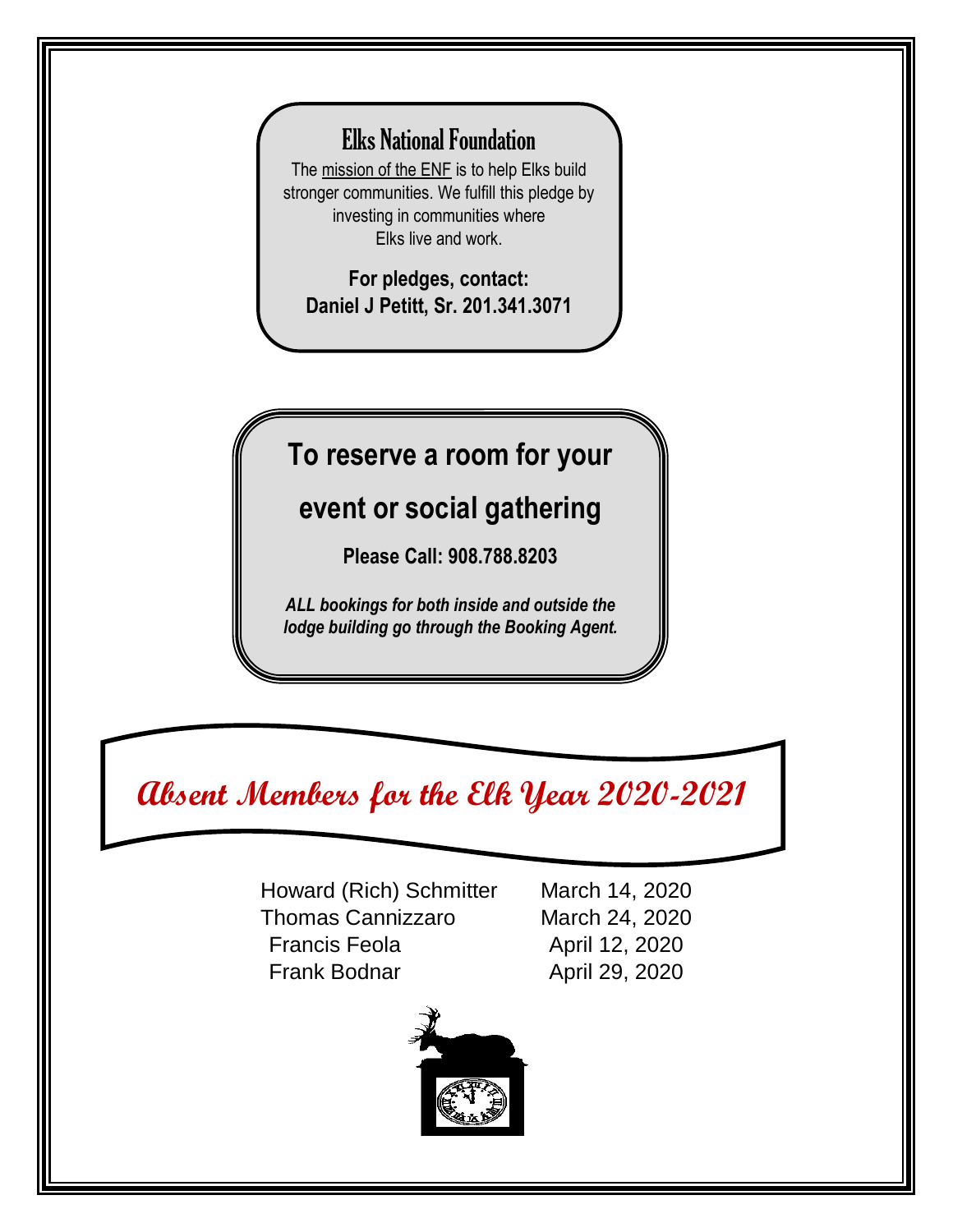## Elks National Foundation

The mission of the ENF is to help Elks build stronger communities. We fulfill this pledge by investing in communities where Elks live and work.

**For pledges, contact:**
**Daniel J Petitt, Sr. 201.341.3071**

## To reserve a room for your event or social gathering

**Please Call: 908.788.8203**

***ALL bookings for both inside and outside the lodge building go through the Booking Agent.***

## Absent Members for the Elk Year 2020-2021

| | |
|---|---|
| Howard (Rich) Schmitter | March 14, 2020 |
| Thomas Cannizzaro | March 24, 2020 |
| Francis Feola | April 12, 2020 |
| Frank Bodnar | April 29, 2020 |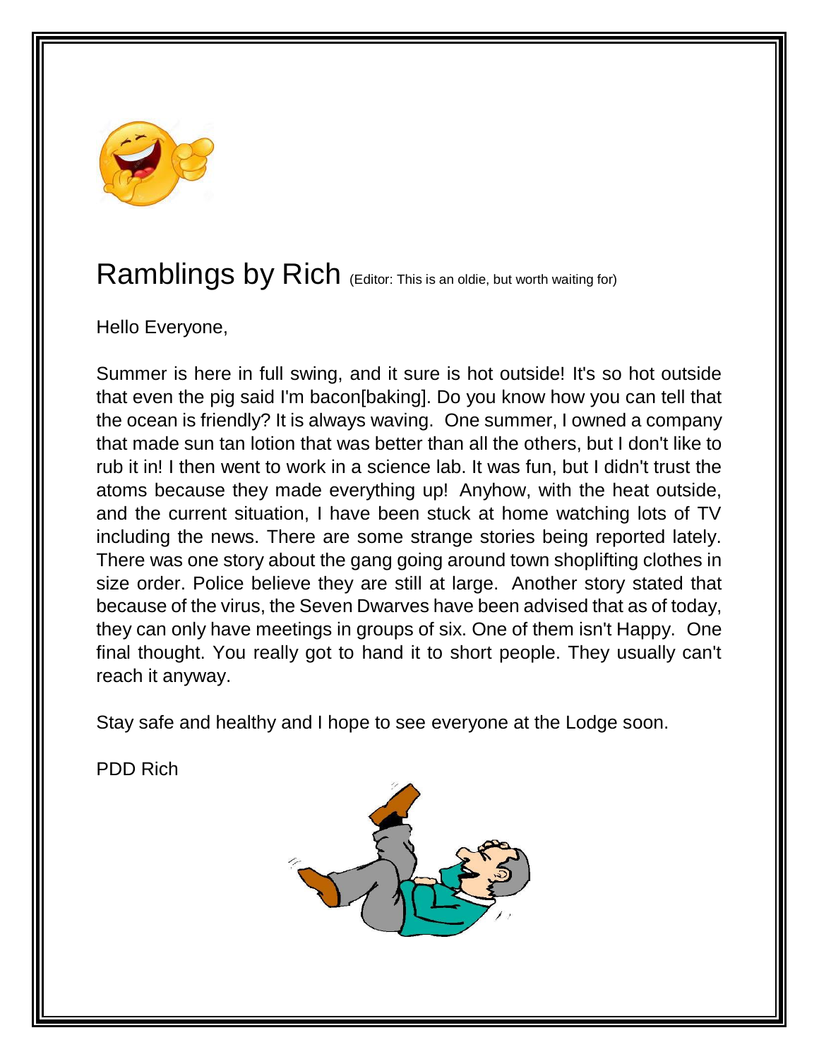# Ramblings by Rich (Editor: This is an oldie, but worth waiting for)

Hello Everyone,

Summer is here in full swing, and it sure is hot outside! It's so hot outside that even the pig said I'm bacon[baking]. Do you know how you can tell that the ocean is friendly? It is always waving. One summer, I owned a company that made sun tan lotion that was better than all the others, but I don't like to rub it in! I then went to work in a science lab. It was fun, but I didn't trust the atoms because they made everything up! Anyhow, with the heat outside, and the current situation, I have been stuck at home watching lots of TV including the news. There are some strange stories being reported lately. There was one story about the gang going around town shoplifting clothes in size order. Police believe they are still at large. Another story stated that because of the virus, the Seven Dwarves have been advised that as of today, they can only have meetings in groups of six. One of them isn't Happy. One final thought. You really got to hand it to short people. They usually can't reach it anyway.

Stay safe and healthy and I hope to see everyone at the Lodge soon.

PDD Rich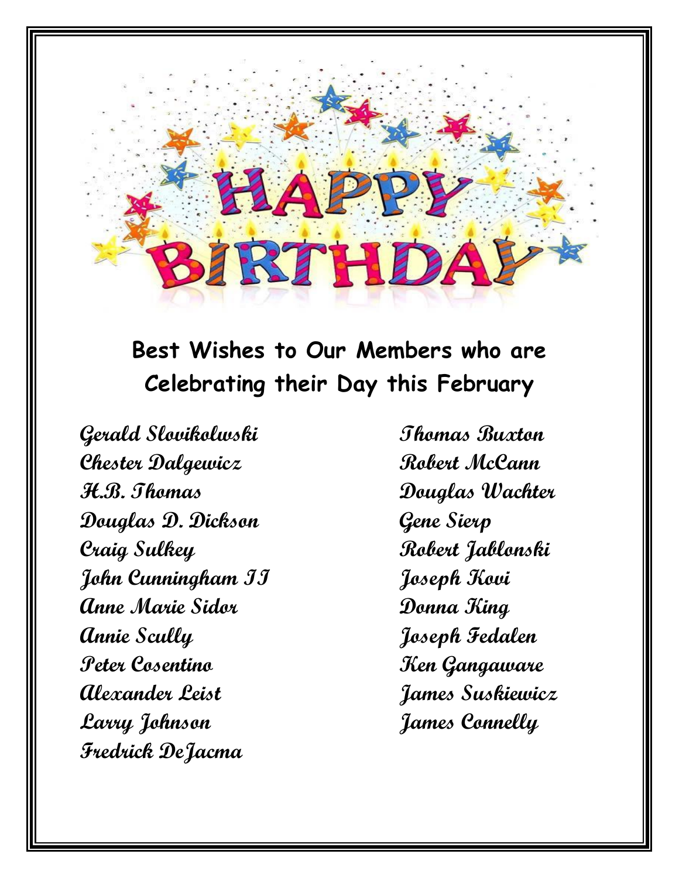# HAPPY BIRTHDAY

## Best Wishes to Our Members who are Celebrating their Day this February

Gerald Slovikolwski
Chester Dalgewicz
H.B. Thomas
Douglas D. Dickson
Craig Sulkey
John Cunningham II
Anne Marie Sidor
Annie Scully
Peter Cosentino
Alexander Leist
Larry Johnson
Fredrick DeJacma
Thomas Buxton
Robert McCann
Douglas Wachter
Gene Sierp
Robert Jablonski
Joseph Kovi
Donna King
Joseph Fedalen
Ken Gangaware
James Suskiewicz
James Connelly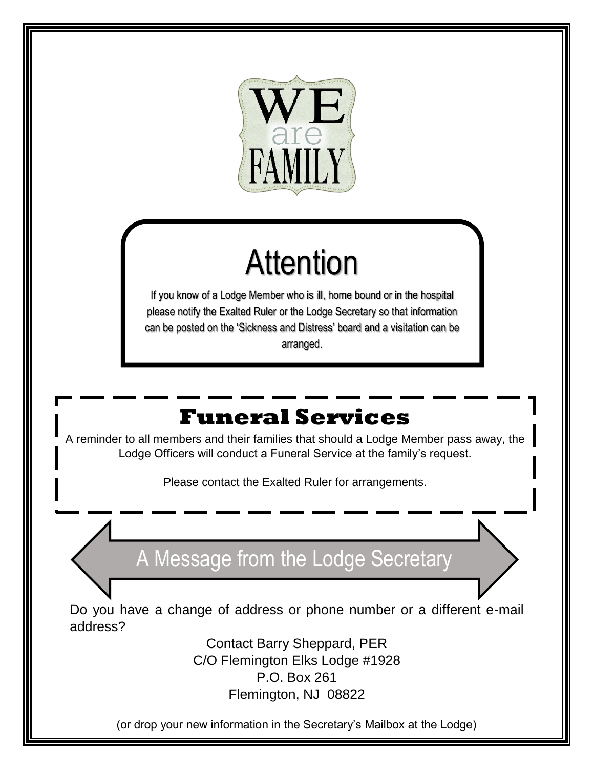WE are FAMILY

# Attention

If you know of a Lodge Member who is ill, home bound or in the hospital please notify the Exalted Ruler or the Lodge Secretary so that information can be posted on the 'Sickness and Distress' board and a visitation can be arranged.

# Funeral Services

A reminder to all members and their families that should a Lodge Member pass away, the Lodge Officers will conduct a Funeral Service at the family's request.

Please contact the Exalted Ruler for arrangements.

# A Message from the Lodge Secretary

Do you have a change of address or phone number or a different e-mail address?

Contact Barry Sheppard, PER
C/O Flemington Elks Lodge #1928
P.O. Box 261
Flemington, NJ 08822

(or drop your new information in the Secretary's Mailbox at the Lodge)